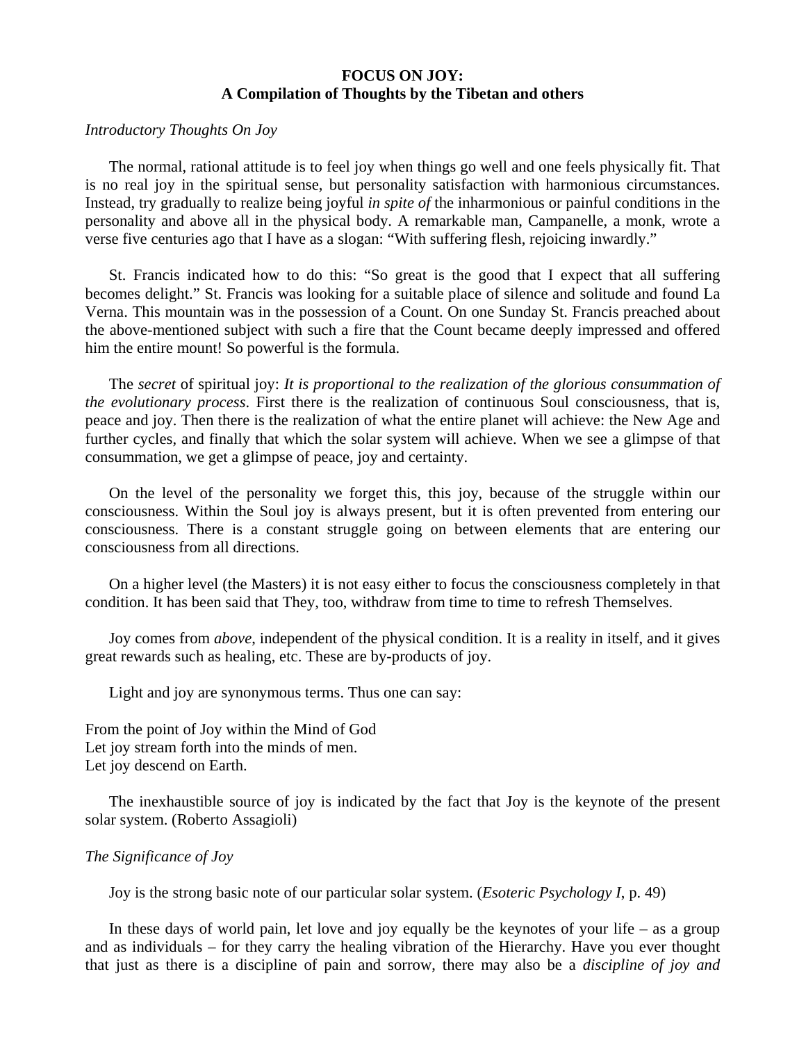**FOCUS ON JOY:**
**A Compilation of Thoughts by the Tibetan and others**

*Introductory Thoughts On Joy*

The normal, rational attitude is to feel joy when things go well and one feels physically fit. That is no real joy in the spiritual sense, but personality satisfaction with harmonious circumstances. Instead, try gradually to realize being joyful *in spite of* the inharmonious or painful conditions in the personality and above all in the physical body. A remarkable man, Campanelle, a monk, wrote a verse five centuries ago that I have as a slogan: "With suffering flesh, rejoicing inwardly."

St. Francis indicated how to do this: "So great is the good that I expect that all suffering becomes delight." St. Francis was looking for a suitable place of silence and solitude and found La Verna. This mountain was in the possession of a Count. On one Sunday St. Francis preached about the above-mentioned subject with such a fire that the Count became deeply impressed and offered him the entire mount! So powerful is the formula.

The *secret* of spiritual joy: *It is proportional to the realization of the glorious consummation of the evolutionary process*. First there is the realization of continuous Soul consciousness, that is, peace and joy. Then there is the realization of what the entire planet will achieve: the New Age and further cycles, and finally that which the solar system will achieve. When we see a glimpse of that consummation, we get a glimpse of peace, joy and certainty.

On the level of the personality we forget this, this joy, because of the struggle within our consciousness. Within the Soul joy is always present, but it is often prevented from entering our consciousness. There is a constant struggle going on between elements that are entering our consciousness from all directions.

On a higher level (the Masters) it is not easy either to focus the consciousness completely in that condition. It has been said that They, too, withdraw from time to time to refresh Themselves.

Joy comes from *above*, independent of the physical condition. It is a reality in itself, and it gives great rewards such as healing, etc. These are by-products of joy.

Light and joy are synonymous terms. Thus one can say:

From the point of Joy within the Mind of God
Let joy stream forth into the minds of men.
Let joy descend on Earth.

The inexhaustible source of joy is indicated by the fact that Joy is the keynote of the present solar system. (Roberto Assagioli)

*The Significance of Joy*

Joy is the strong basic note of our particular solar system. (*Esoteric Psychology I*, p. 49)

In these days of world pain, let love and joy equally be the keynotes of your life – as a group and as individuals – for they carry the healing vibration of the Hierarchy. Have you ever thought that just as there is a discipline of pain and sorrow, there may also be a *discipline of joy and*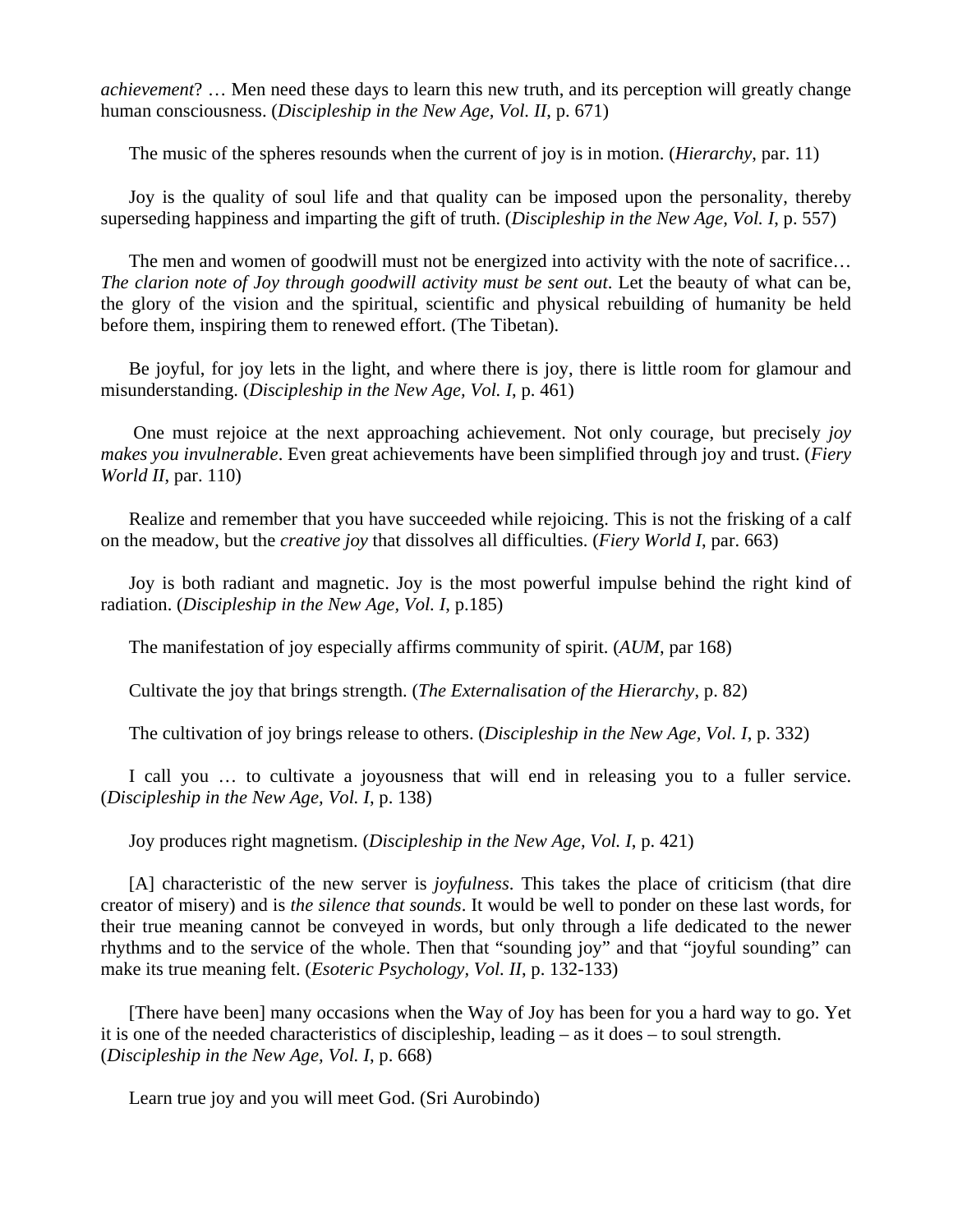*achievement*? … Men need these days to learn this new truth, and its perception will greatly change human consciousness. (*Discipleship in the New Age, Vol. II*, p. 671)

The music of the spheres resounds when the current of joy is in motion. (*Hierarchy*, par. 11)

Joy is the quality of soul life and that quality can be imposed upon the personality, thereby superseding happiness and imparting the gift of truth. (*Discipleship in the New Age, Vol. I*, p. 557)

The men and women of goodwill must not be energized into activity with the note of sacrifice… *The clarion note of Joy through goodwill activity must be sent out*. Let the beauty of what can be, the glory of the vision and the spiritual, scientific and physical rebuilding of humanity be held before them, inspiring them to renewed effort. (The Tibetan).

Be joyful, for joy lets in the light, and where there is joy, there is little room for glamour and misunderstanding. (*Discipleship in the New Age, Vol. I*, p. 461)

One must rejoice at the next approaching achievement. Not only courage, but precisely *joy makes you invulnerable*. Even great achievements have been simplified through joy and trust. (*Fiery World II*, par. 110)

Realize and remember that you have succeeded while rejoicing. This is not the frisking of a calf on the meadow, but the *creative joy* that dissolves all difficulties. (*Fiery World I*, par. 663)

Joy is both radiant and magnetic. Joy is the most powerful impulse behind the right kind of radiation. (*Discipleship in the New Age, Vol. I*, p.185)

The manifestation of joy especially affirms community of spirit. (*AUM*, par 168)

Cultivate the joy that brings strength. (*The Externalisation of the Hierarchy*, p. 82)

The cultivation of joy brings release to others. (*Discipleship in the New Age, Vol. I*, p. 332)

I call you … to cultivate a joyousness that will end in releasing you to a fuller service. (*Discipleship in the New Age, Vol. I*, p. 138)

Joy produces right magnetism. (*Discipleship in the New Age, Vol. I*, p. 421)

[A] characteristic of the new server is *joyfulness*. This takes the place of criticism (that dire creator of misery) and is *the silence that sounds*. It would be well to ponder on these last words, for their true meaning cannot be conveyed in words, but only through a life dedicated to the newer rhythms and to the service of the whole. Then that "sounding joy" and that "joyful sounding" can make its true meaning felt. (*Esoteric Psychology, Vol. II*, p. 132-133)

[There have been] many occasions when the Way of Joy has been for you a hard way to go. Yet it is one of the needed characteristics of discipleship, leading – as it does – to soul strength. (*Discipleship in the New Age, Vol. I*, p. 668)

Learn true joy and you will meet God. (Sri Aurobindo)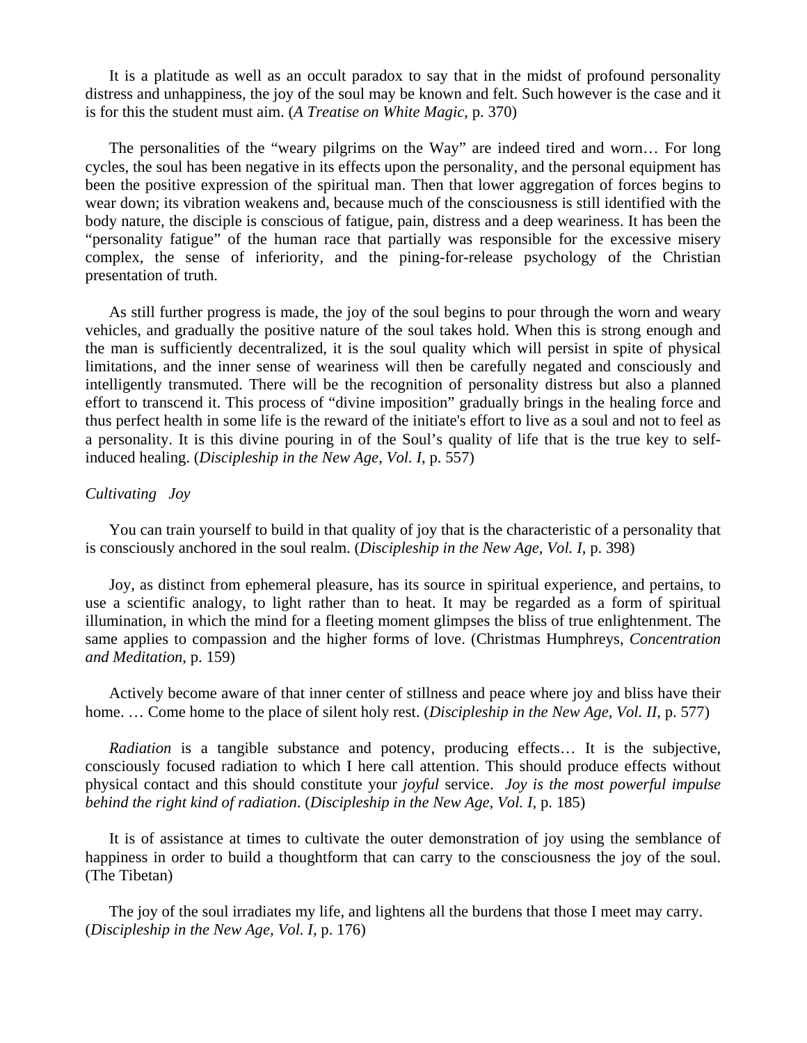It is a platitude as well as an occult paradox to say that in the midst of profound personality distress and unhappiness, the joy of the soul may be known and felt. Such however is the case and it is for this the student must aim. (*A Treatise on White Magic*, p. 370)

The personalities of the "weary pilgrims on the Way" are indeed tired and worn… For long cycles, the soul has been negative in its effects upon the personality, and the personal equipment has been the positive expression of the spiritual man. Then that lower aggregation of forces begins to wear down; its vibration weakens and, because much of the consciousness is still identified with the body nature, the disciple is conscious of fatigue, pain, distress and a deep weariness. It has been the "personality fatigue" of the human race that partially was responsible for the excessive misery complex, the sense of inferiority, and the pining-for-release psychology of the Christian presentation of truth.

As still further progress is made, the joy of the soul begins to pour through the worn and weary vehicles, and gradually the positive nature of the soul takes hold. When this is strong enough and the man is sufficiently decentralized, it is the soul quality which will persist in spite of physical limitations, and the inner sense of weariness will then be carefully negated and consciously and intelligently transmuted. There will be the recognition of personality distress but also a planned effort to transcend it. This process of "divine imposition" gradually brings in the healing force and thus perfect health in some life is the reward of the initiate's effort to live as a soul and not to feel as a personality. It is this divine pouring in of the Soul's quality of life that is the true key to self-induced healing. (*Discipleship in the New Age, Vol. I*, p. 557)

*Cultivating Joy*

You can train yourself to build in that quality of joy that is the characteristic of a personality that is consciously anchored in the soul realm. (*Discipleship in the New Age, Vol. I*, p. 398)

Joy, as distinct from ephemeral pleasure, has its source in spiritual experience, and pertains, to use a scientific analogy, to light rather than to heat. It may be regarded as a form of spiritual illumination, in which the mind for a fleeting moment glimpses the bliss of true enlightenment. The same applies to compassion and the higher forms of love. (Christmas Humphreys, *Concentration and Meditation*, p. 159)

Actively become aware of that inner center of stillness and peace where joy and bliss have their home. … Come home to the place of silent holy rest. (*Discipleship in the New Age, Vol. II*, p. 577)

*Radiation* is a tangible substance and potency, producing effects… It is the subjective, consciously focused radiation to which I here call attention. This should produce effects without physical contact and this should constitute your *joyful* service. *Joy is the most powerful impulse behind the right kind of radiation*. (*Discipleship in the New Age, Vol. I*, p. 185)

It is of assistance at times to cultivate the outer demonstration of joy using the semblance of happiness in order to build a thoughtform that can carry to the consciousness the joy of the soul. (The Tibetan)

The joy of the soul irradiates my life, and lightens all the burdens that those I meet may carry. (*Discipleship in the New Age, Vol. I*, p. 176)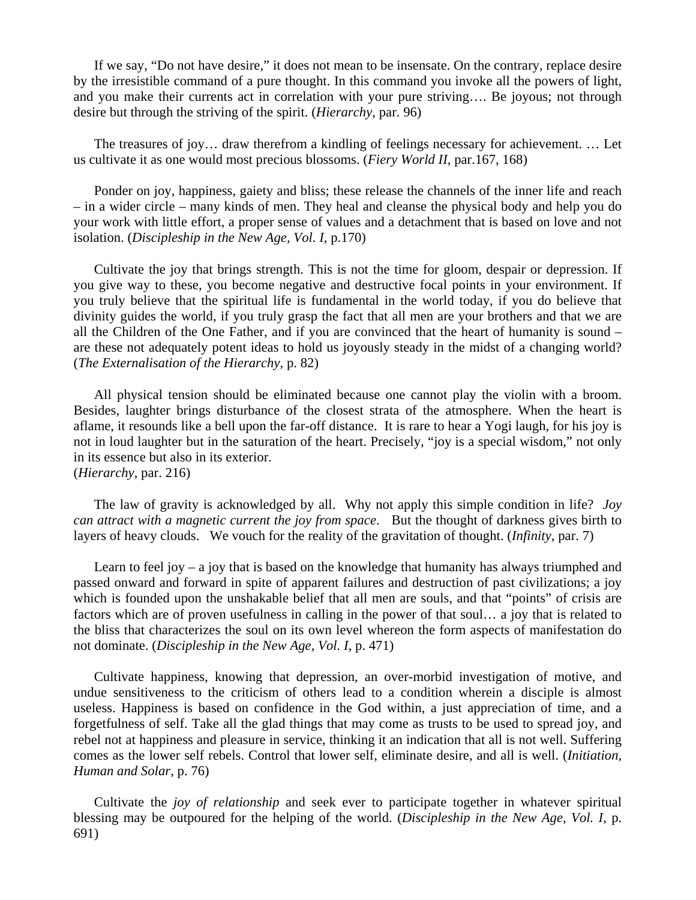If we say, "Do not have desire," it does not mean to be insensate. On the contrary, replace desire by the irresistible command of a pure thought. In this command you invoke all the powers of light, and you make their currents act in correlation with your pure striving…. Be joyous; not through desire but through the striving of the spirit. (*Hierarchy*, par. 96)

The treasures of joy… draw therefrom a kindling of feelings necessary for achievement. … Let us cultivate it as one would most precious blossoms. (*Fiery World II*, par.167, 168)

Ponder on joy, happiness, gaiety and bliss; these release the channels of the inner life and reach – in a wider circle – many kinds of men. They heal and cleanse the physical body and help you do your work with little effort, a proper sense of values and a detachment that is based on love and not isolation. (*Discipleship in the New Age, Vol. I*, p.170)

Cultivate the joy that brings strength. This is not the time for gloom, despair or depression. If you give way to these, you become negative and destructive focal points in your environment. If you truly believe that the spiritual life is fundamental in the world today, if you do believe that divinity guides the world, if you truly grasp the fact that all men are your brothers and that we are all the Children of the One Father, and if you are convinced that the heart of humanity is sound – are these not adequately potent ideas to hold us joyously steady in the midst of a changing world? (*The Externalisation of the Hierarchy*, p. 82)

All physical tension should be eliminated because one cannot play the violin with a broom. Besides, laughter brings disturbance of the closest strata of the atmosphere. When the heart is aflame, it resounds like a bell upon the far-off distance. It is rare to hear a Yogi laugh, for his joy is not in loud laughter but in the saturation of the heart. Precisely, "joy is a special wisdom," not only in its essence but also in its exterior.
(*Hierarchy*, par. 216)

The law of gravity is acknowledged by all. Why not apply this simple condition in life? *Joy can attract with a magnetic current the joy from space*. But the thought of darkness gives birth to layers of heavy clouds. We vouch for the reality of the gravitation of thought. (*Infinity*, par. 7)

Learn to feel joy – a joy that is based on the knowledge that humanity has always triumphed and passed onward and forward in spite of apparent failures and destruction of past civilizations; a joy which is founded upon the unshakable belief that all men are souls, and that "points" of crisis are factors which are of proven usefulness in calling in the power of that soul… a joy that is related to the bliss that characterizes the soul on its own level whereon the form aspects of manifestation do not dominate. (*Discipleship in the New Age, Vol. I*, p. 471)

Cultivate happiness, knowing that depression, an over-morbid investigation of motive, and undue sensitiveness to the criticism of others lead to a condition wherein a disciple is almost useless. Happiness is based on confidence in the God within, a just appreciation of time, and a forgetfulness of self. Take all the glad things that may come as trusts to be used to spread joy, and rebel not at happiness and pleasure in service, thinking it an indication that all is not well. Suffering comes as the lower self rebels. Control that lower self, eliminate desire, and all is well. (*Initiation, Human and Solar*, p. 76)

Cultivate the *joy of relationship* and seek ever to participate together in whatever spiritual blessing may be outpoured for the helping of the world. (*Discipleship in the New Age, Vol. I*, p. 691)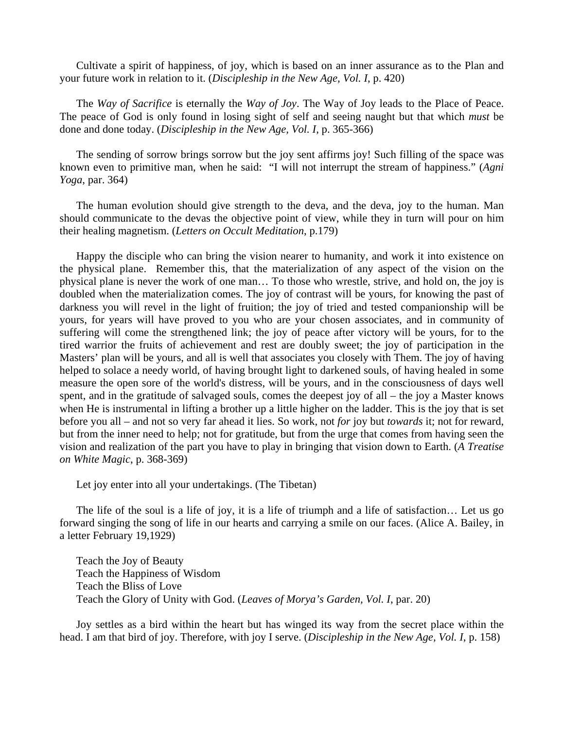Cultivate a spirit of happiness, of joy, which is based on an inner assurance as to the Plan and your future work in relation to it. (*Discipleship in the New Age, Vol. I*, p. 420)

The *Way of Sacrifice* is eternally the *Way of Joy*. The Way of Joy leads to the Place of Peace. The peace of God is only found in losing sight of self and seeing naught but that which *must* be done and done today. (*Discipleship in the New Age, Vol. I*, p. 365-366)

The sending of sorrow brings sorrow but the joy sent affirms joy! Such filling of the space was known even to primitive man, when he said: "I will not interrupt the stream of happiness." (*Agni Yoga*, par. 364)

The human evolution should give strength to the deva, and the deva, joy to the human. Man should communicate to the devas the objective point of view, while they in turn will pour on him their healing magnetism. (*Letters on Occult Meditation*, p.179)

Happy the disciple who can bring the vision nearer to humanity, and work it into existence on the physical plane. Remember this, that the materialization of any aspect of the vision on the physical plane is never the work of one man… To those who wrestle, strive, and hold on, the joy is doubled when the materialization comes. The joy of contrast will be yours, for knowing the past of darkness you will revel in the light of fruition; the joy of tried and tested companionship will be yours, for years will have proved to you who are your chosen associates, and in community of suffering will come the strengthened link; the joy of peace after victory will be yours, for to the tired warrior the fruits of achievement and rest are doubly sweet; the joy of participation in the Masters' plan will be yours, and all is well that associates you closely with Them. The joy of having helped to solace a needy world, of having brought light to darkened souls, of having healed in some measure the open sore of the world's distress, will be yours, and in the consciousness of days well spent, and in the gratitude of salvaged souls, comes the deepest joy of all – the joy a Master knows when He is instrumental in lifting a brother up a little higher on the ladder. This is the joy that is set before you all – and not so very far ahead it lies. So work, not *for* joy but *towards* it; not for reward, but from the inner need to help; not for gratitude, but from the urge that comes from having seen the vision and realization of the part you have to play in bringing that vision down to Earth. (*A Treatise on White Magic*, p. 368-369)

Let joy enter into all your undertakings. (The Tibetan)

The life of the soul is a life of joy, it is a life of triumph and a life of satisfaction… Let us go forward singing the song of life in our hearts and carrying a smile on our faces. (Alice A. Bailey, in a letter February 19,1929)

Teach the Joy of Beauty
Teach the Happiness of Wisdom
Teach the Bliss of Love
Teach the Glory of Unity with God. (*Leaves of Morya's Garden, Vol. I*, par. 20)

Joy settles as a bird within the heart but has winged its way from the secret place within the head. I am that bird of joy. Therefore, with joy I serve. (*Discipleship in the New Age, Vol. I*, p. 158)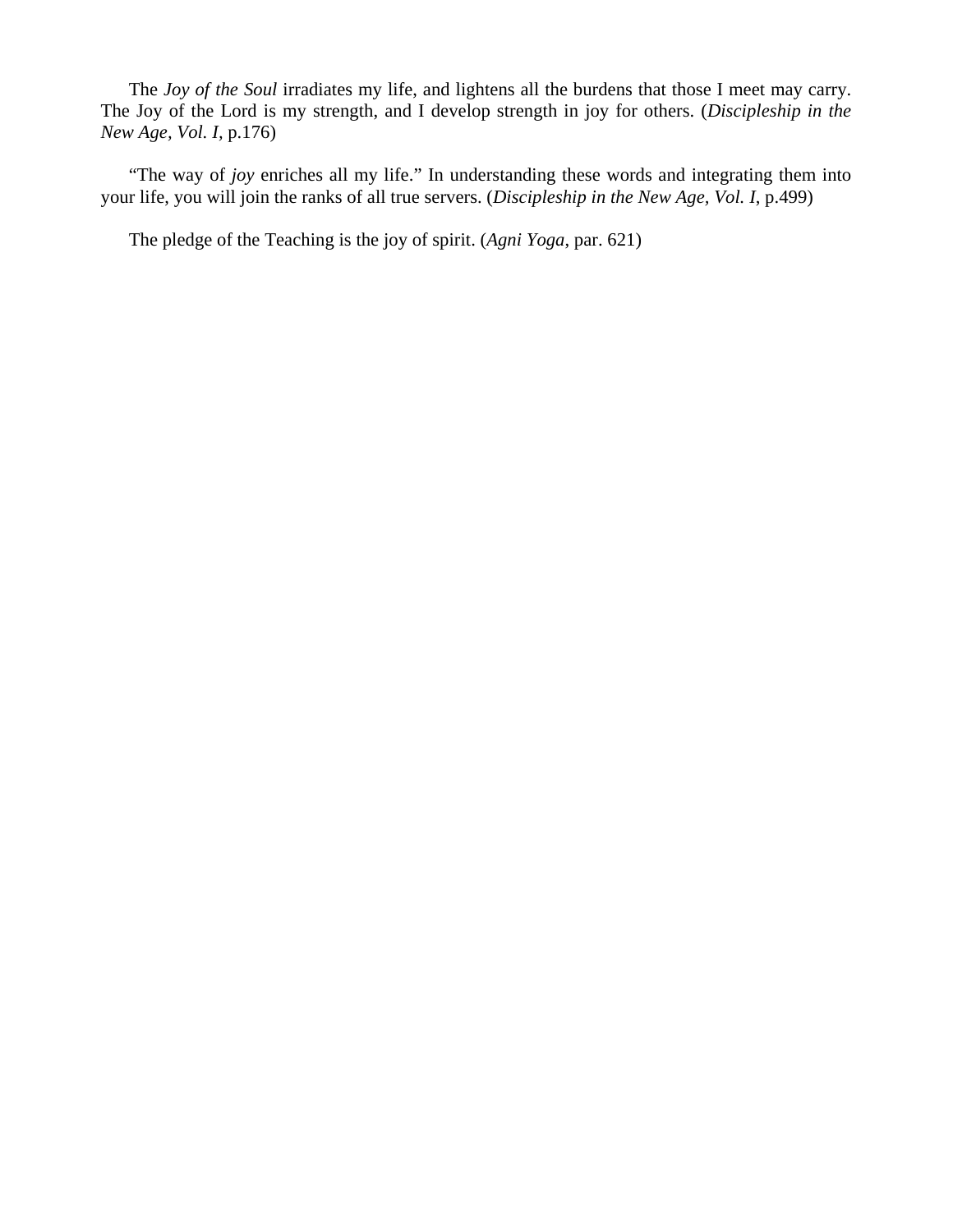The *Joy of the Soul* irradiates my life, and lightens all the burdens that those I meet may carry. The Joy of the Lord is my strength, and I develop strength in joy for others. (*Discipleship in the New Age, Vol. I,* p.176)

“The way of *joy* enriches all my life.” In understanding these words and integrating them into your life, you will join the ranks of all true servers. (*Discipleship in the New Age, Vol. I*, p.499)

The pledge of the Teaching is the joy of spirit. (*Agni Yoga*, par. 621)